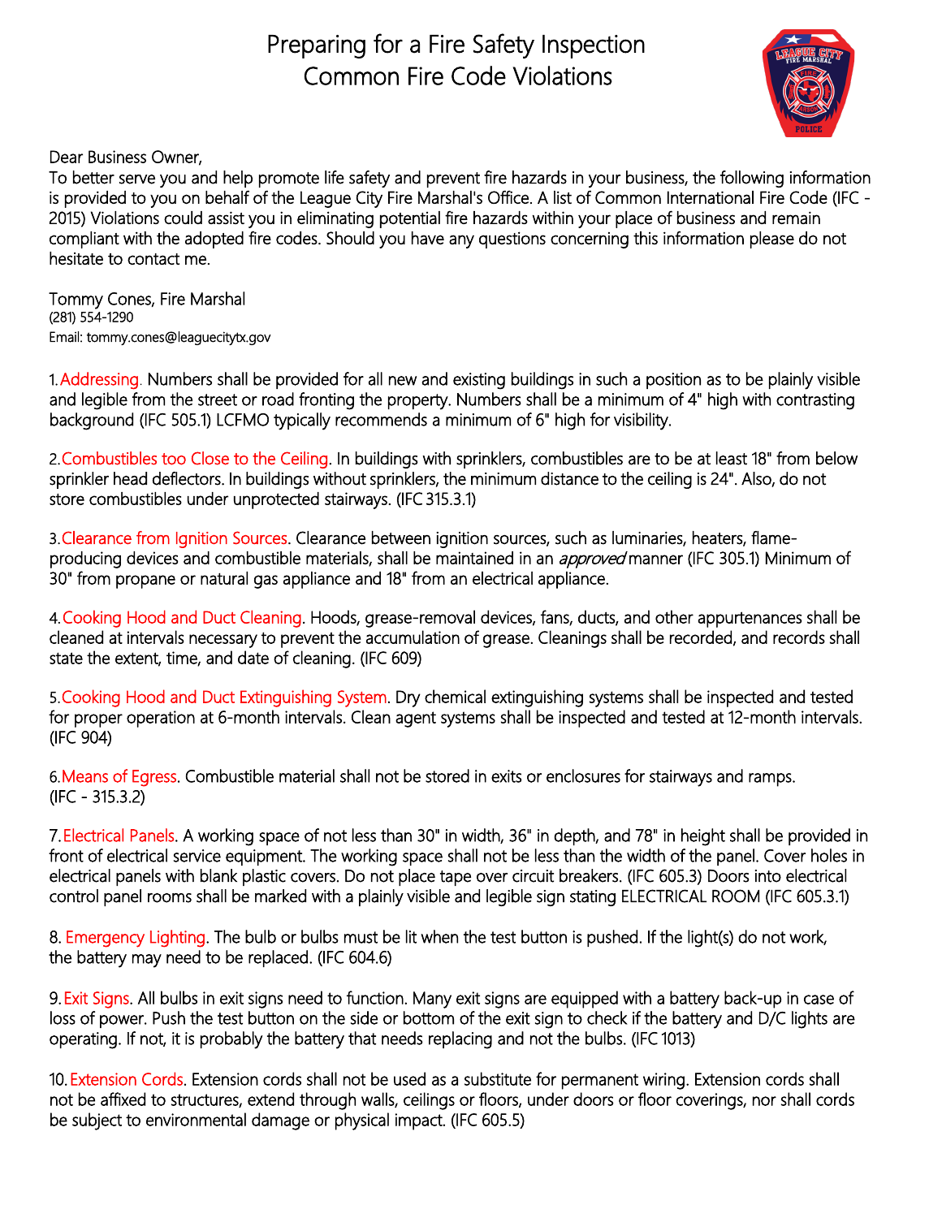# Preparing for a Fire Safety Inspection
# Common Fire Code Violations

Dear Business Owner,

To better serve you and help promote life safety and prevent fire hazards in your business, the following information is provided to you on behalf of the League City Fire Marshal's Office. A list of Common International Fire Code (IFC - 2015) Violations could assist you in eliminating potential fire hazards within your place of business and remain compliant with the adopted fire codes. Should you have any questions concerning this information please do not hesitate to contact me.

Tommy Cones, Fire Marshal
(281) 554-1290
Email: tommy.cones@leaguecitytx.gov

1. **Addressing.** Numbers shall be provided for all new and existing buildings in such a position as to be plainly visible and legible from the street or road fronting the property. Numbers shall be a minimum of 4" high with contrasting background (IFC 505.1) LCFMO typically recommends a minimum of 6" high for visibility.

2. **Combustibles too Close to the Ceiling.** In buildings with sprinklers, combustibles are to be at least 18" from below sprinkler head deflectors. In buildings without sprinklers, the minimum distance to the ceiling is 24". Also, do not store combustibles under unprotected stairways. (IFC 315.3.1)

3. **Clearance from Ignition Sources.** Clearance between ignition sources, such as luminaries, heaters, flame-producing devices and combustible materials, shall be maintained in an *approved* manner (IFC 305.1) Minimum of 30" from propane or natural gas appliance and 18" from an electrical appliance.

4. **Cooking Hood and Duct Cleaning.** Hoods, grease-removal devices, fans, ducts, and other appurtenances shall be cleaned at intervals necessary to prevent the accumulation of grease. Cleanings shall be recorded, and records shall state the extent, time, and date of cleaning. (IFC 609)

5. **Cooking Hood and Duct Extinguishing System.** Dry chemical extinguishing systems shall be inspected and tested for proper operation at 6-month intervals. Clean agent systems shall be inspected and tested at 12-month intervals. (IFC 904)

6. **Means of Egress.** Combustible material shall not be stored in exits or enclosures for stairways and ramps. (IFC - 315.3.2)

7. **Electrical Panels.** A working space of not less than 30" in width, 36" in depth, and 78" in height shall be provided in front of electrical service equipment. The working space shall not be less than the width of the panel. Cover holes in electrical panels with blank plastic covers. Do not place tape over circuit breakers. (IFC 605.3) Doors into electrical control panel rooms shall be marked with a plainly visible and legible sign stating ELECTRICAL ROOM (IFC 605.3.1)

8. **Emergency Lighting.** The bulb or bulbs must be lit when the test button is pushed. If the light(s) do not work, the battery may need to be replaced. (IFC 604.6)

9. **Exit Signs.** All bulbs in exit signs need to function. Many exit signs are equipped with a battery back-up in case of loss of power. Push the test button on the side or bottom of the exit sign to check if the battery and D/C lights are operating. If not, it is probably the battery that needs replacing and not the bulbs. (IFC 1013)

10. **Extension Cords.** Extension cords shall not be used as a substitute for permanent wiring. Extension cords shall not be affixed to structures, extend through walls, ceilings or floors, under doors or floor coverings, nor shall cords be subject to environmental damage or physical impact. (IFC 605.5)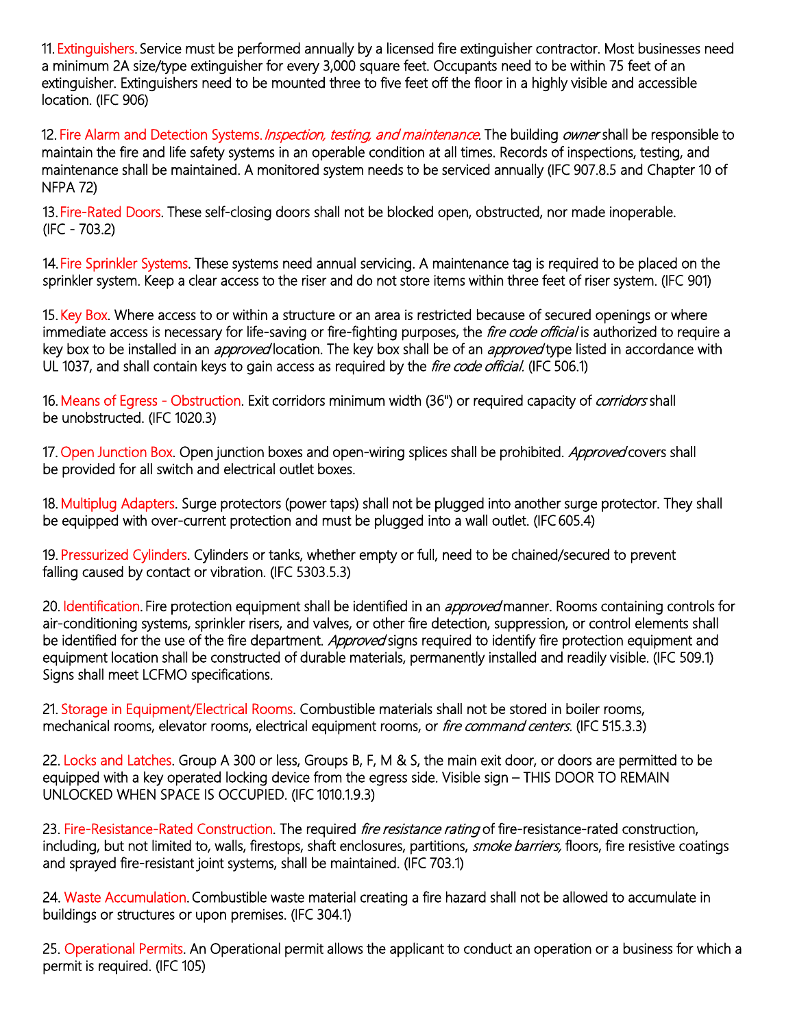11. Extinguishers. Service must be performed annually by a licensed fire extinguisher contractor. Most businesses need a minimum 2A size/type extinguisher for every 3,000 square feet. Occupants need to be within 75 feet of an extinguisher. Extinguishers need to be mounted three to five feet off the floor in a highly visible and accessible location. (IFC 906)

12. Fire Alarm and Detection Systems. *Inspection, testing, and maintenance*. The building *owner* shall be responsible to maintain the fire and life safety systems in an operable condition at all times. Records of inspections, testing, and maintenance shall be maintained. A monitored system needs to be serviced annually (IFC 907.8.5 and Chapter 10 of NFPA 72)

13. Fire-Rated Doors. These self-closing doors shall not be blocked open, obstructed, nor made inoperable. (IFC - 703.2)

14. Fire Sprinkler Systems. These systems need annual servicing. A maintenance tag is required to be placed on the sprinkler system. Keep a clear access to the riser and do not store items within three feet of riser system. (IFC 901)

15. Key Box. Where access to or within a structure or an area is restricted because of secured openings or where immediate access is necessary for life-saving or fire-fighting purposes, the *fire code official* is authorized to require a key box to be installed in an *approved* location. The key box shall be of an *approved* type listed in accordance with UL 1037, and shall contain keys to gain access as required by the *fire code official*. (IFC 506.1)

16. Means of Egress - Obstruction. Exit corridors minimum width (36") or required capacity of *corridors* shall be unobstructed. (IFC 1020.3)

17. Open Junction Box. Open junction boxes and open-wiring splices shall be prohibited. *Approved* covers shall be provided for all switch and electrical outlet boxes.

18. Multiplug Adapters. Surge protectors (power taps) shall not be plugged into another surge protector. They shall be equipped with over-current protection and must be plugged into a wall outlet. (IFC 605.4)

19. Pressurized Cylinders. Cylinders or tanks, whether empty or full, need to be chained/secured to prevent falling caused by contact or vibration. (IFC 5303.5.3)

20. Identification. Fire protection equipment shall be identified in an *approved* manner. Rooms containing controls for air-conditioning systems, sprinkler risers, and valves, or other fire detection, suppression, or control elements shall be identified for the use of the fire department. *Approved* signs required to identify fire protection equipment and equipment location shall be constructed of durable materials, permanently installed and readily visible. (IFC 509.1) Signs shall meet LCFMO specifications.

21. Storage in Equipment/Electrical Rooms. Combustible materials shall not be stored in boiler rooms, mechanical rooms, elevator rooms, electrical equipment rooms, or *fire command centers*. (IFC 515.3.3)

22. Locks and Latches. Group A 300 or less, Groups B, F, M & S, the main exit door, or doors are permitted to be equipped with a key operated locking device from the egress side. Visible sign – THIS DOOR TO REMAIN UNLOCKED WHEN SPACE IS OCCUPIED. (IFC 1010.1.9.3)

23. Fire-Resistance-Rated Construction. The required *fire resistance rating* of fire-resistance-rated construction, including, but not limited to, walls, firestops, shaft enclosures, partitions, *smoke barriers*, floors, fire resistive coatings and sprayed fire-resistant joint systems, shall be maintained. (IFC 703.1)

24. Waste Accumulation. Combustible waste material creating a fire hazard shall not be allowed to accumulate in buildings or structures or upon premises. (IFC 304.1)

25. Operational Permits. An Operational permit allows the applicant to conduct an operation or a business for which a permit is required. (IFC 105)